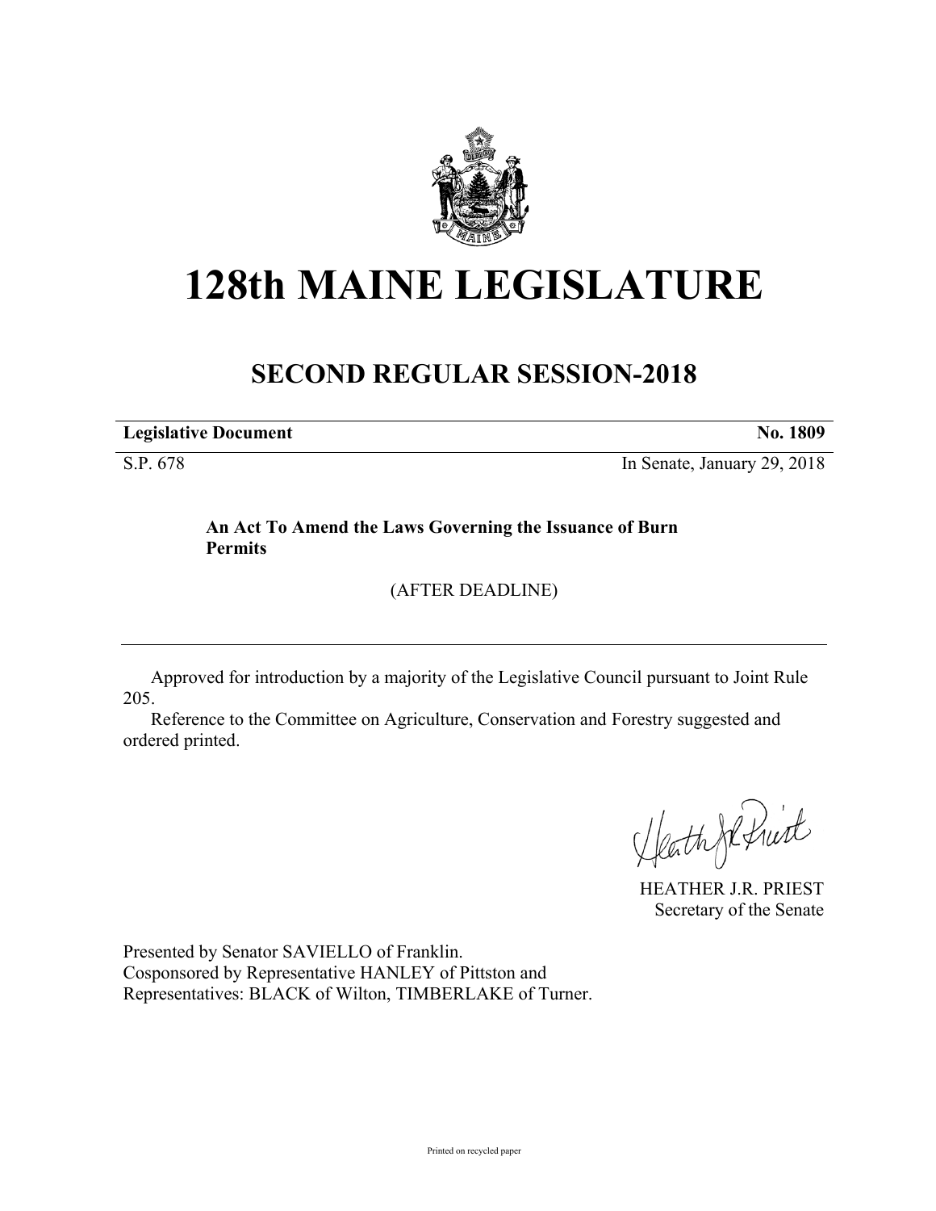# 128th MAINE LEGISLATURE

## SECOND REGULAR SESSION-2018

**Legislative Document** **No. 1809**

S.P. 678 In Senate, January 29, 2018

**An Act To Amend the Laws Governing the Issuance of Burn Permits**

(AFTER DEADLINE)

Approved for introduction by a majority of the Legislative Council pursuant to Joint Rule 205.

Reference to the Committee on Agriculture, Conservation and Forestry suggested and ordered printed.

HEATHER J.R. PRIEST
Secretary of the Senate

Presented by Senator SAVIELLO of Franklin.
Cosponsored by Representative HANLEY of Pittston and
Representatives: BLACK of Wilton, TIMBERLAKE of Turner.

Printed on recycled paper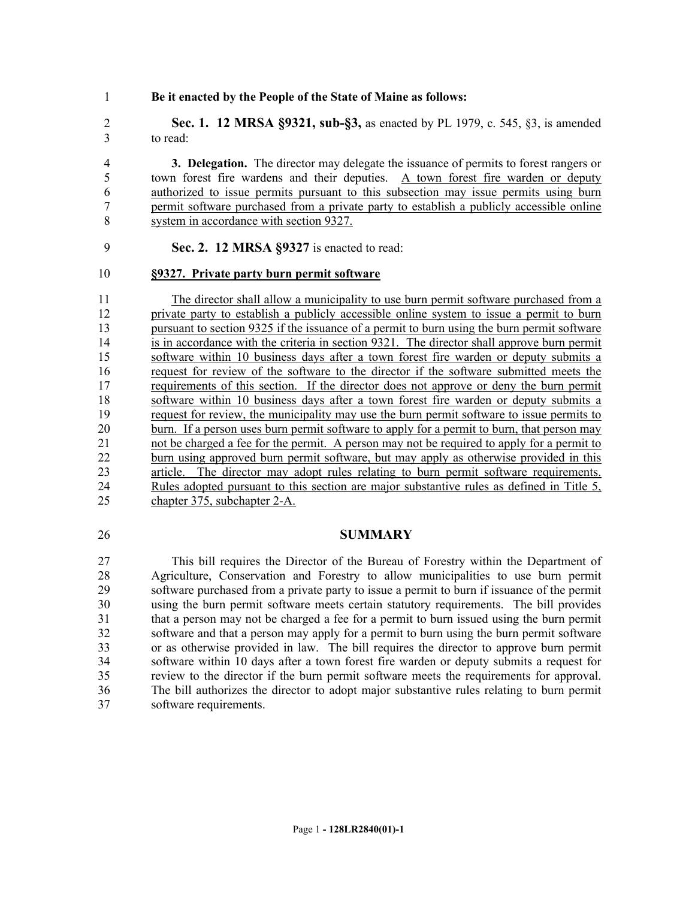**Be it enacted by the People of the State of Maine as follows:**

**Sec. 1. 12 MRSA §9321, sub-§3,** as enacted by PL 1979, c. 545, §3, is amended to read:

**3. Delegation.** The director may delegate the issuance of permits to forest rangers or town forest fire wardens and their deputies. A town forest fire warden or deputy authorized to issue permits pursuant to this subsection may issue permits using burn permit software purchased from a private party to establish a publicly accessible online system in accordance with section 9327.

**Sec. 2. 12 MRSA §9327** is enacted to read:

**§9327. Private party burn permit software**

The director shall allow a municipality to use burn permit software purchased from a private party to establish a publicly accessible online system to issue a permit to burn pursuant to section 9325 if the issuance of a permit to burn using the burn permit software is in accordance with the criteria in section 9321. The director shall approve burn permit software within 10 business days after a town forest fire warden or deputy submits a request for review of the software to the director if the software submitted meets the requirements of this section. If the director does not approve or deny the burn permit software within 10 business days after a town forest fire warden or deputy submits a request for review, the municipality may use the burn permit software to issue permits to burn. If a person uses burn permit software to apply for a permit to burn, that person may not be charged a fee for the permit. A person may not be required to apply for a permit to burn using approved burn permit software, but may apply as otherwise provided in this article. The director may adopt rules relating to burn permit software requirements. Rules adopted pursuant to this section are major substantive rules as defined in Title 5, chapter 375, subchapter 2-A.

## SUMMARY

This bill requires the Director of the Bureau of Forestry within the Department of Agriculture, Conservation and Forestry to allow municipalities to use burn permit software purchased from a private party to issue a permit to burn if issuance of the permit using the burn permit software meets certain statutory requirements. The bill provides that a person may not be charged a fee for a permit to burn issued using the burn permit software and that a person may apply for a permit to burn using the burn permit software or as otherwise provided in law. The bill requires the director to approve burn permit software within 10 days after a town forest fire warden or deputy submits a request for review to the director if the burn permit software meets the requirements for approval. The bill authorizes the director to adopt major substantive rules relating to burn permit software requirements.